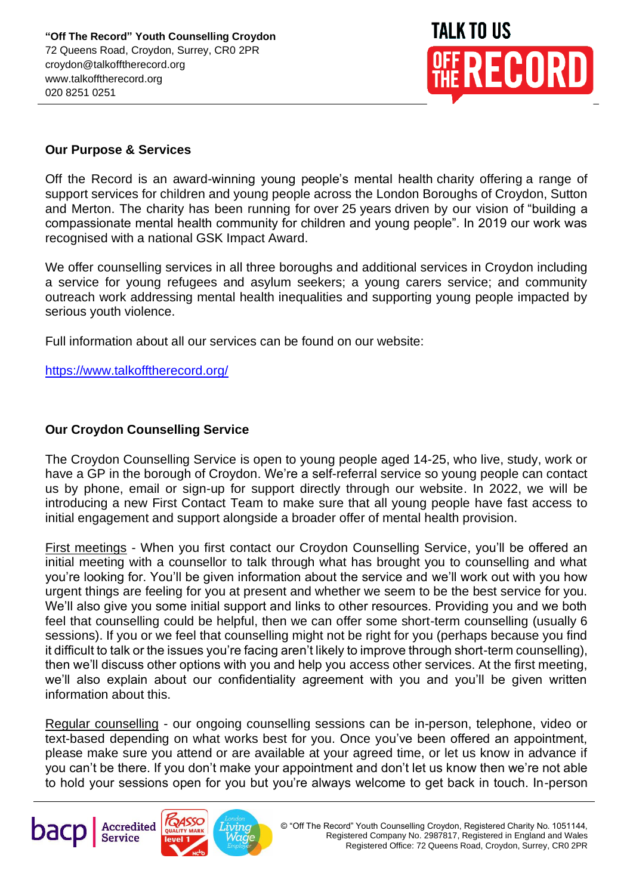**"Off The Record" Youth Counselling Croydon**
72 Queens Road, Croydon, Surrey, CR0 2PR
croydon@talkofftherecord.org
www.talkofftherecord.org
020 8251 0251

### Our Purpose & Services

Off the Record is an award-winning young people's mental health charity offering a range of support services for children and young people across the London Boroughs of Croydon, Sutton and Merton. The charity has been running for over 25 years driven by our vision of "building a compassionate mental health community for children and young people". In 2019 our work was recognised with a national GSK Impact Award.

We offer counselling services in all three boroughs and additional services in Croydon including a service for young refugees and asylum seekers; a young carers service; and community outreach work addressing mental health inequalities and supporting young people impacted by serious youth violence.

Full information about all our services can be found on our website:

https://www.talkofftherecord.org/

### Our Croydon Counselling Service

The Croydon Counselling Service is open to young people aged 14-25, who live, study, work or have a GP in the borough of Croydon. We're a self-referral service so young people can contact us by phone, email or sign-up for support directly through our website. In 2022, we will be introducing a new First Contact Team to make sure that all young people have fast access to initial engagement and support alongside a broader offer of mental health provision.

First meetings - When you first contact our Croydon Counselling Service, you'll be offered an initial meeting with a counsellor to talk through what has brought you to counselling and what you're looking for. You'll be given information about the service and we'll work out with you how urgent things are feeling for you at present and whether we seem to be the best service for you. We'll also give you some initial support and links to other resources. Providing you and we both feel that counselling could be helpful, then we can offer some short-term counselling (usually 6 sessions). If you or we feel that counselling might not be right for you (perhaps because you find it difficult to talk or the issues you're facing aren't likely to improve through short-term counselling), then we'll discuss other options with you and help you access other services. At the first meeting, we'll also explain about our confidentiality agreement with you and you'll be given written information about this.

Regular counselling - our ongoing counselling sessions can be in-person, telephone, video or text-based depending on what works best for you. Once you've been offered an appointment, please make sure you attend or are available at your agreed time, or let us know in advance if you can't be there. If you don't make your appointment and don't let us know then we're not able to hold your sessions open for you but you're always welcome to get back in touch. In-person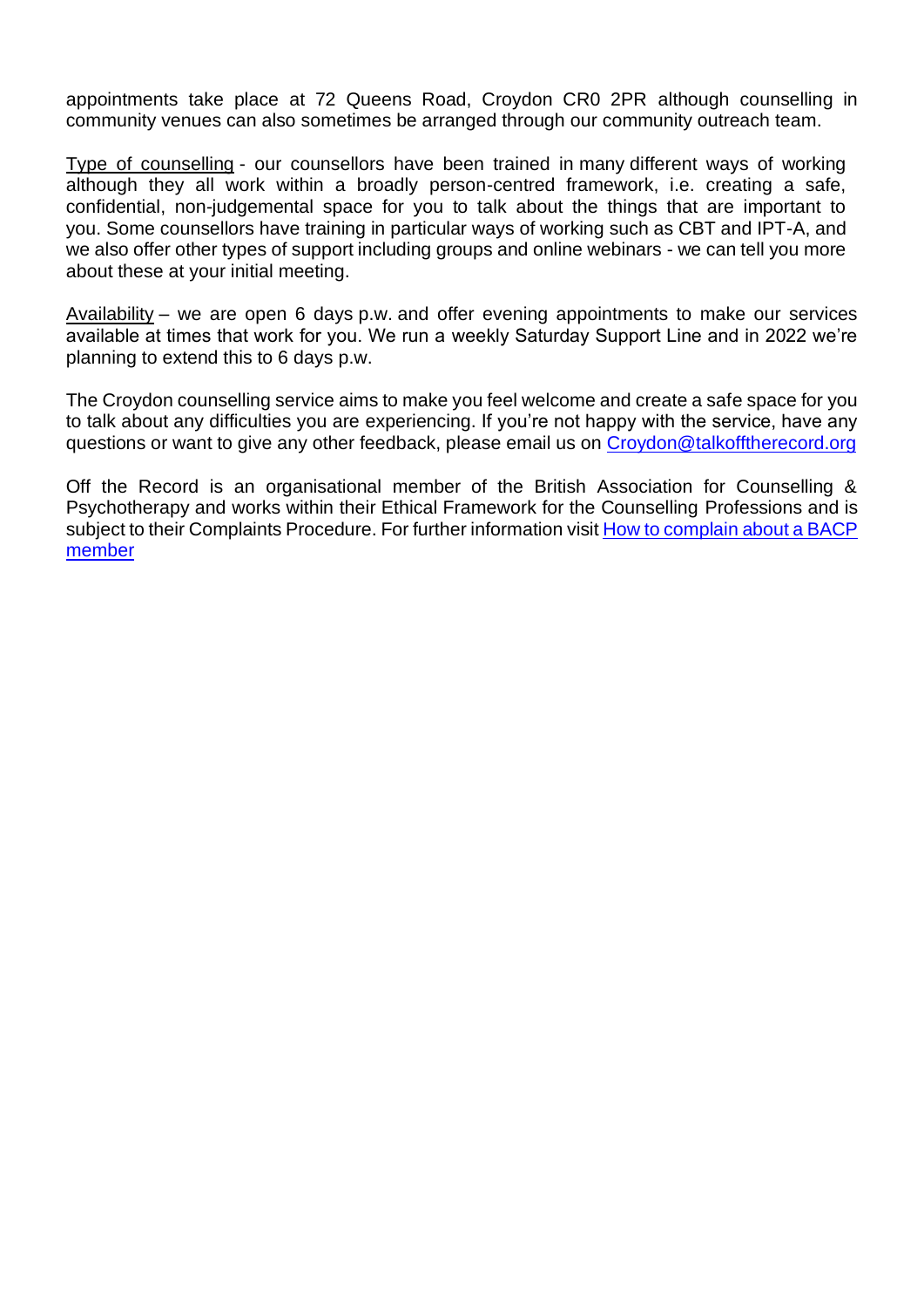appointments take place at 72 Queens Road, Croydon CR0 2PR although counselling in community venues can also sometimes be arranged through our community outreach team.

Type of counselling - our counsellors have been trained in many different ways of working although they all work within a broadly person-centred framework, i.e. creating a safe, confidential, non-judgemental space for you to talk about the things that are important to you. Some counsellors have training in particular ways of working such as CBT and IPT-A, and we also offer other types of support including groups and online webinars - we can tell you more about these at your initial meeting.

Availability – we are open 6 days p.w. and offer evening appointments to make our services available at times that work for you. We run a weekly Saturday Support Line and in 2022 we're planning to extend this to 6 days p.w.

The Croydon counselling service aims to make you feel welcome and create a safe space for you to talk about any difficulties you are experiencing. If you're not happy with the service, have any questions or want to give any other feedback, please email us on Croydon@talkofftherecord.org

Off the Record is an organisational member of the British Association for Counselling & Psychotherapy and works within their Ethical Framework for the Counselling Professions and is subject to their Complaints Procedure. For further information visit How to complain about a BACP member